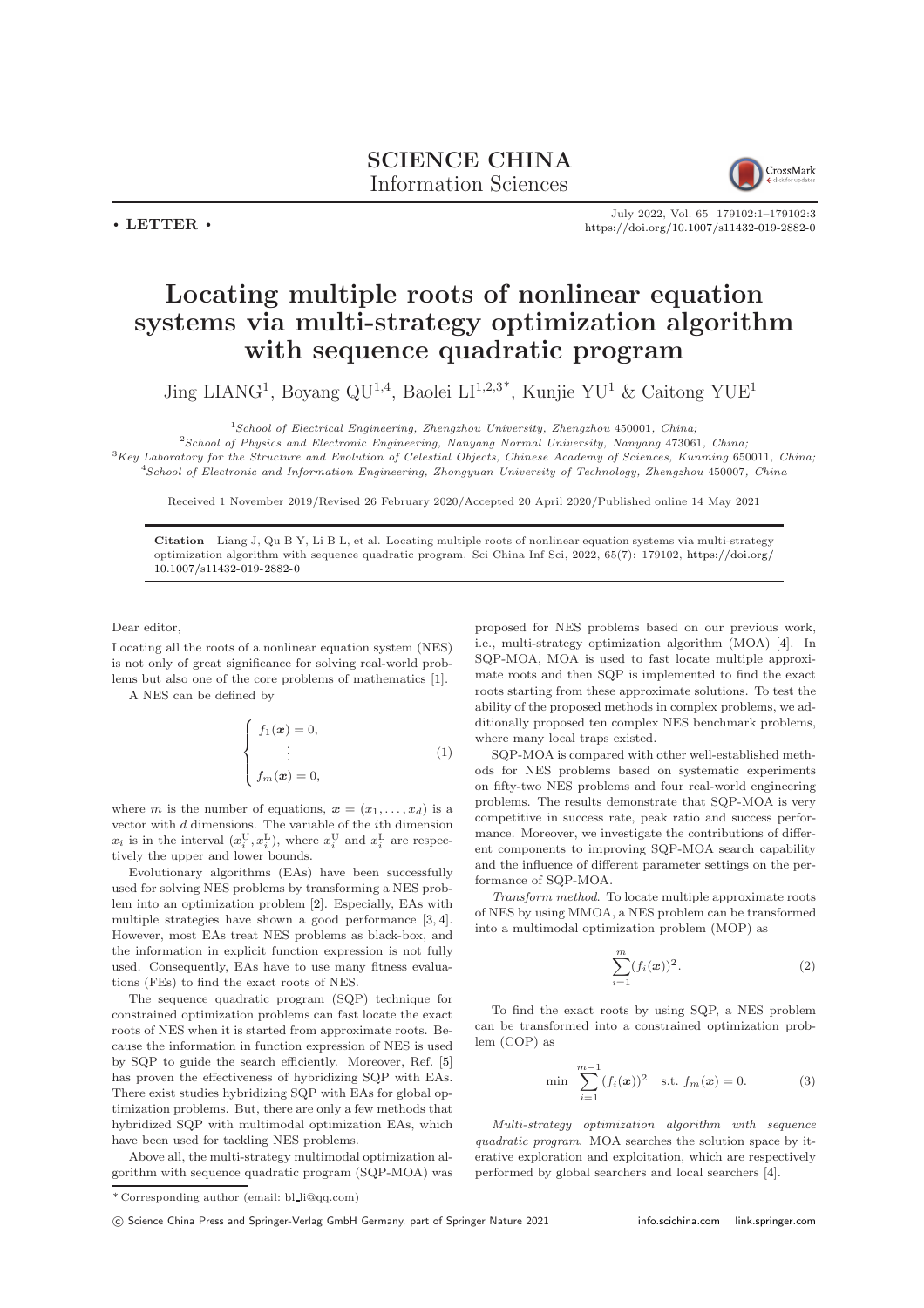SCIENCE CHINA
Information Sciences

• LETTER •

July 2022, Vol. 65 179102:1–179102:3
https://doi.org/10.1007/s11432-019-2882-0

# Locating multiple roots of nonlinear equation systems via multi-strategy optimization algorithm with sequence quadratic program

Jing LIANG[1], Boyang QU[1,4], Baolei LI[1,2,3*], Kunjie YU[1] & Caitong YUE[1]

[1]*School of Electrical Engineering, Zhengzhou University, Zhengzhou 450001, China;*
[2]*School of Physics and Electronic Engineering, Nanyang Normal University, Nanyang 473061, China;*
[3]*Key Laboratory for the Structure and Evolution of Celestial Objects, Chinese Academy of Sciences, Kunming 650011, China;*
[4]*School of Electronic and Information Engineering, Zhongyuan University of Technology, Zhengzhou 450007, China*

Received 1 November 2019/Revised 26 February 2020/Accepted 20 April 2020/Published online 14 May 2021

**Citation** Liang J, Qu B Y, Li B L, et al. Locating multiple roots of nonlinear equation systems via multi-strategy optimization algorithm with sequence quadratic program. Sci China Inf Sci, 2022, 65(7): 179102, https://doi.org/10.1007/s11432-019-2882-0

Dear editor,

Locating all the roots of a nonlinear equation system (NES) is not only of great significance for solving real-world problems but also one of the core problems of mathematics [1].

A NES can be defined by

$$\begin{cases} f_1(\boldsymbol{x}) = 0, \\ \quad \vdots \\ f_m(\boldsymbol{x}) = 0, \end{cases} \tag{1}$$

where $m$ is the number of equations, $\boldsymbol{x} = (x_1, \ldots, x_d)$ is a vector with $d$ dimensions. The variable of the $i$th dimension $x_i$ is in the interval $(x_i^{\mathrm{U}}, x_i^{\mathrm{L}})$, where $x_i^{\mathrm{U}}$ and $x_i^{\mathrm{L}}$ are respectively the upper and lower bounds.

Evolutionary algorithms (EAs) have been successfully used for solving NES problems by transforming a NES problem into an optimization problem [2]. Especially, EAs with multiple strategies have shown a good performance [3, 4]. However, most EAs treat NES problems as black-box, and the information in explicit function expression is not fully used. Consequently, EAs have to use many fitness evaluations (FEs) to find the exact roots of NES.

The sequence quadratic program (SQP) technique for constrained optimization problems can fast locate the exact roots of NES when it is started from approximate roots. Because the information in function expression of NES is used by SQP to guide the search efficiently. Moreover, Ref. [5] has proven the effectiveness of hybridizing SQP with EAs. There exist studies hybridizing SQP with EAs for global optimization problems. But, there are only a few methods that hybridized SQP with multimodal optimization EAs, which have been used for tackling NES problems.

Above all, the multi-strategy multimodal optimization algorithm with sequence quadratic program (SQP-MOA) was proposed for NES problems based on our previous work, i.e., multi-strategy optimization algorithm (MOA) [4]. In SQP-MOA, MOA is used to fast locate multiple approximate roots and then SQP is implemented to find the exact roots starting from these approximate solutions. To test the ability of the proposed methods in complex problems, we additionally proposed ten complex NES benchmark problems, where many local traps existed.

SQP-MOA is compared with other well-established methods for NES problems based on systematic experiments on fifty-two NES problems and four real-world engineering problems. The results demonstrate that SQP-MOA is very competitive in success rate, peak ratio and success performance. Moreover, we investigate the contributions of different components to improving SQP-MOA search capability and the influence of different parameter settings on the performance of SQP-MOA.

*Transform method*. To locate multiple approximate roots of NES by using MMOA, a NES problem can be transformed into a multimodal optimization problem (MOP) as

$$\sum_{i=1}^{m} (f_i(\boldsymbol{x}))^2. \tag{2}$$

To find the exact roots by using SQP, a NES problem can be transformed into a constrained optimization problem (COP) as

$$\min \ \sum_{i=1}^{m-1} (f_i(\boldsymbol{x}))^2 \quad \text{s.t. } f_m(\boldsymbol{x}) = 0. \tag{3}$$

*Multi-strategy optimization algorithm with sequence quadratic program*. MOA searches the solution space by iterative exploration and exploitation, which are respectively performed by global searchers and local searchers [4].

\* Corresponding author (email: bl_li@qq.com)

© Science China Press and Springer-Verlag GmbH Germany, part of Springer Nature 2021 info.scichina.com link.springer.com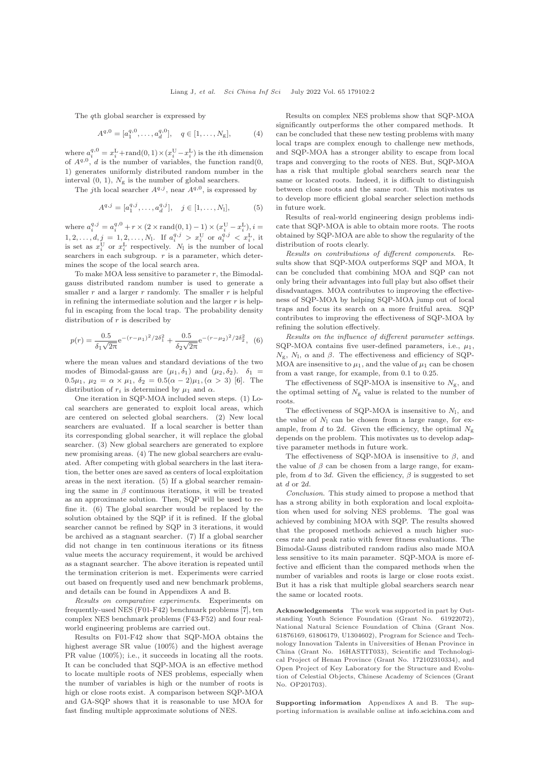The $q$th global searcher is expressed by

$$A^{q,0} = [a_1^{q,0}, \ldots, a_d^{q,0}], \quad q \in [1, \ldots, N_{\rm g}], \tag{4}$$

where $a_i^{q,0} = x_i^{\rm L} + {\rm rand}(0,1) \times (x_i^{\rm U} - x_i^{\rm L})$ is the $i$th dimension of $A^{q,0}$, $d$ is the number of variables, the function rand(0, 1) generates uniformly distributed random number in the interval (0, 1), $N_{\rm g}$ is the number of global searchers.

The $j$th local searcher $A^{q,j}$, near $A^{q,0}$, is expressed by

$$A^{q,j} = [a_1^{q,j}, \ldots, a_d^{q,j}], \quad j \in [1, \ldots, N_{\rm l}], \tag{5}$$

where $a_i^{q,j} = a_i^{q,0} + r \times (2 \times {\rm rand}(0,1) - 1) \times (x_i^{\rm U} - x_i^{\rm L}), i = 1, 2, \ldots, d, j = 1, 2, \ldots, N_{\rm l}$. If $a_i^{q,j} > x_i^{\rm U}$ or $a_i^{q,j} < x_i^{\rm L}$, it is set as $x_i^{\rm U}$ or $x_i^{\rm L}$ respectively. $N_{\rm l}$ is the number of local searchers in each subgroup. $r$ is a parameter, which determines the scope of the local search area.

To make MOA less sensitive to parameter $r$, the Bimodal-gauss distributed random number is used to generate a smaller $r$ and a larger $r$ randomly. The smaller $r$ is helpful in refining the intermediate solution and the larger $r$ is helpful in escaping from the local trap. The probability density distribution of $r$ is described by

$$p(r) = \frac{0.5}{\delta_1\sqrt{2\pi}} {\rm e}^{-(r-\mu_1)^2/2\delta_1^2} + \frac{0.5}{\delta_2\sqrt{2\pi}} {\rm e}^{-(r-\mu_2)^2/2\delta_2^2}, \tag{6}$$

where the mean values and standard deviations of the two modes of Bimodal-gauss are $(\mu_1, \delta_1)$ and $(\mu_2, \delta_2)$. $\delta_1 = 0.5\mu_1$, $\mu_2 = \alpha \times \mu_1$, $\delta_2 = 0.5(\alpha - 2)\mu_1, (\alpha > 3)$ [6]. The distribution of $r_i$ is determined by $\mu_1$ and $\alpha$.

One iteration in SQP-MOA included seven steps. (1) Local searchers are generated to exploit local areas, which are centered on selected global searchers. (2) New local searchers are evaluated. If a local searcher is better than its corresponding global searcher, it will replace the global searcher. (3) New global searchers are generated to explore new promising areas. (4) The new global searchers are evaluated. After competing with global searchers in the last iteration, the better ones are saved as centers of local exploitation areas in the next iteration. (5) If a global searcher remaining the same in $\beta$ continuous iterations, it will be treated as an approximate solution. Then, SQP will be used to refine it. (6) The global searcher would be replaced by the solution obtained by the SQP if it is refined. If the global searcher cannot be refined by SQP in 3 iterations, it would be archived as a stagnant searcher. (7) If a global searcher did not change in ten continuous iterations or its fitness value meets the accuracy requirement, it would be archived as a stagnant searcher. The above iteration is repeated until the termination criterion is met. Experiments were carried out based on frequently used and new benchmark problems, and details can be found in Appendixes A and B.

*Results on comparative experiments*. Experiments on frequently-used NES (F01-F42) benchmark problems [7], ten complex NES benchmark problems (F43-F52) and four real-world engineering problems are carried out.

Results on F01-F42 show that SQP-MOA obtains the highest average SR value (100%) and the highest average PR value (100%); i.e., it succeeds in locating all the roots. It can be concluded that SQP-MOA is an effective method to locate multiple roots of NES problems, especially when the number of variables is high or the number of roots is high or close roots exist. A comparison between SQP-MOA and GA-SQP shows that it is reasonable to use MOA for fast finding multiple approximate solutions of NES.

Results on complex NES problems show that SQP-MOA significantly outperforms the other compared methods. It can be concluded that these new testing problems with many local traps are complex enough to challenge new methods, and SQP-MOA has a stronger ability to escape from local traps and converging to the roots of NES. But, SQP-MOA has a risk that multiple global searchers search near the same or located roots. Indeed, it is difficult to distinguish between close roots and the same root. This motivates us to develop more efficient global searcher selection methods in future work.

Results of real-world engineering design problems indicate that SQP-MOA is able to obtain more roots. The roots obtained by SQP-MOA are able to show the regularity of the distribution of roots clearly.

*Results on contributions of different components*. Results show that SQP-MOA outperforms SQP and MOA, It can be concluded that combining MOA and SQP can not only bring their advantages into full play but also offset their disadvantages. MOA contributes to improving the effectiveness of SQP-MOA by helping SQP-MOA jump out of local traps and focus its search on a more fruitful area. SQP contributes to improving the effectiveness of SQP-MOA by refining the solution effectively.

*Results on the influence of different parameter settings*. SQP-MOA contains five user-defined parameters, i.e., $\mu_1$, $N_{\rm g}$, $N_{\rm l}$, $\alpha$ and $\beta$. The effectiveness and efficiency of SQP-MOA are insensitive to $\mu_1$, and the value of $\mu_1$ can be chosen from a vast range, for example, from 0.1 to 0.25.

The effectiveness of SQP-MOA is insensitive to $N_{\rm g}$, and the optimal setting of $N_{\rm g}$ value is related to the number of roots.

The effectiveness of SQP-MOA is insensitive to $N_{\rm l}$, and the value of $N_{\rm l}$ can be chosen from a large range, for example, from $d$ to $2d$. Given the efficiency, the optimal $N_{\rm g}$ depends on the problem. This motivates us to develop adaptive parameter methods in future work.

The effectiveness of SQP-MOA is insensitive to $\beta$, and the value of $\beta$ can be chosen from a large range, for example, from $d$ to $3d$. Given the efficiency, $\beta$ is suggested to set at $d$ or $2d$.

*Conclusion*. This study aimed to propose a method that has a strong ability in both exploration and local exploitation when used for solving NES problems. The goal was achieved by combining MOA with SQP. The results showed that the proposed methods achieved a much higher success rate and peak ratio with fewer fitness evaluations. The Bimodal-Gauss distributed random radius also made MOA less sensitive to its main parameter. SQP-MOA is more effective and efficient than the compared methods when the number of variables and roots is large or close roots exist. But it has a risk that multiple global searchers search near the same or located roots.

**Acknowledgements** The work was supported in part by Outstanding Youth Science Foundation (Grant No. 61922072), National Natural Science Foundation of China (Grant Nos. 61876169, 61806179, U1304602), Program for Science and Technology Innovation Talents in Universities of Henan Province in China (Grant No. 16HASTIT033), Scientific and Technological Project of Henan Province (Grant No. 172102310334), and Open Project of Key Laboratory for the Structure and Evolution of Celestial Objects, Chinese Academy of Sciences (Grant No. OP201703).

**Supporting information** Appendixes A and B. The supporting information is available online at info.scichina.com and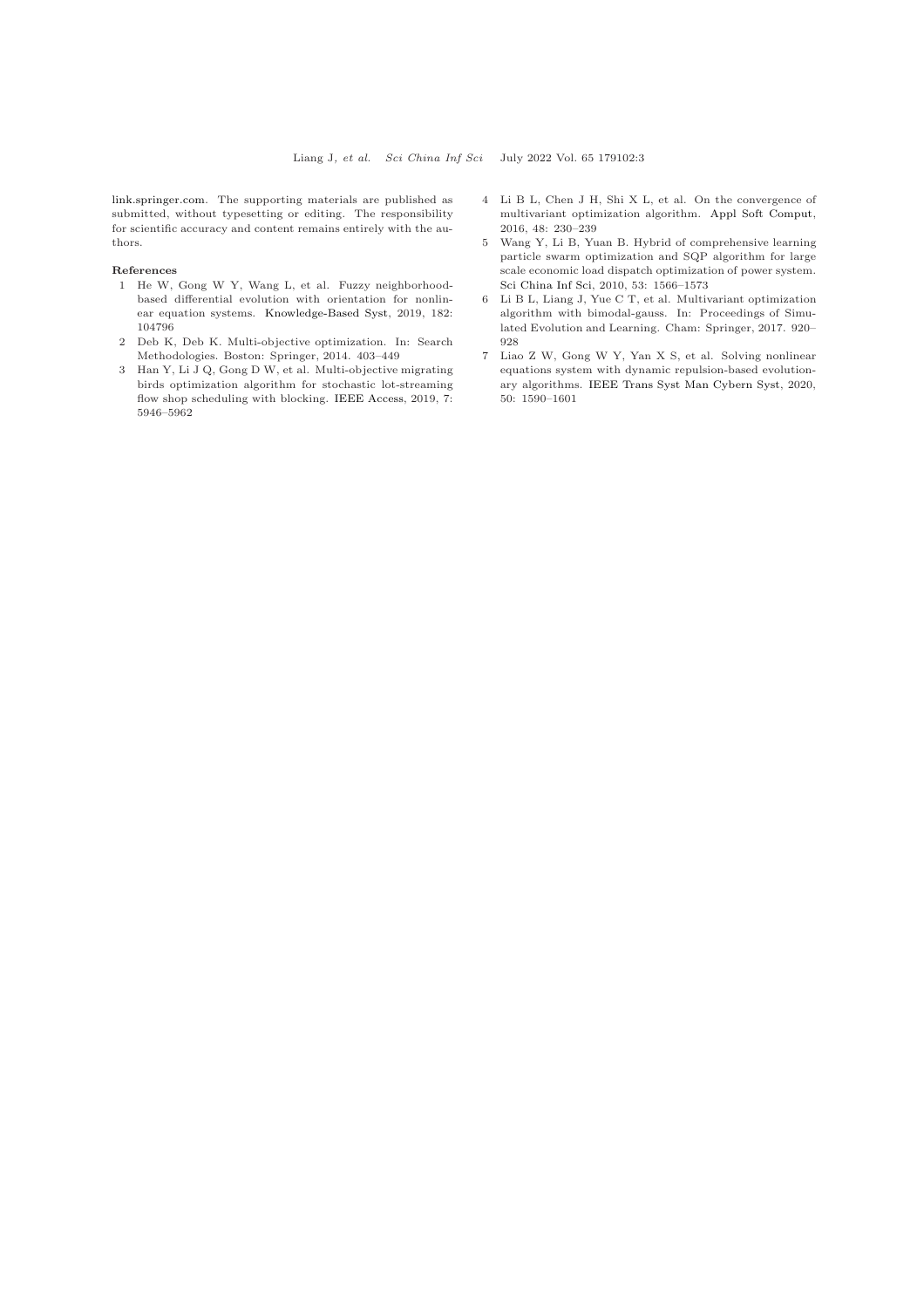link.springer.com. The supporting materials are published as submitted, without typesetting or editing. The responsibility for scientific accuracy and content remains entirely with the authors.

**References**

1. He W, Gong W Y, Wang L, et al. Fuzzy neighborhood-based differential evolution with orientation for nonlinear equation systems. Knowledge-Based Syst, 2019, 182: 104796
2. Deb K, Deb K. Multi-objective optimization. In: Search Methodologies. Boston: Springer, 2014. 403–449
3. Han Y, Li J Q, Gong D W, et al. Multi-objective migrating birds optimization algorithm for stochastic lot-streaming flow shop scheduling with blocking. IEEE Access, 2019, 7: 5946–5962
4. Li B L, Chen J H, Shi X L, et al. On the convergence of multivariant optimization algorithm. Appl Soft Comput, 2016, 48: 230–239
5. Wang Y, Li B, Yuan B. Hybrid of comprehensive learning particle swarm optimization and SQP algorithm for large scale economic load dispatch optimization of power system. Sci China Inf Sci, 2010, 53: 1566–1573
6. Li B L, Liang J, Yue C T, et al. Multivariant optimization algorithm with bimodal-gauss. In: Proceedings of Simulated Evolution and Learning. Cham: Springer, 2017. 920–928
7. Liao Z W, Gong W Y, Yan X S, et al. Solving nonlinear equations system with dynamic repulsion-based evolutionary algorithms. IEEE Trans Syst Man Cybern Syst, 2020, 50: 1590–1601